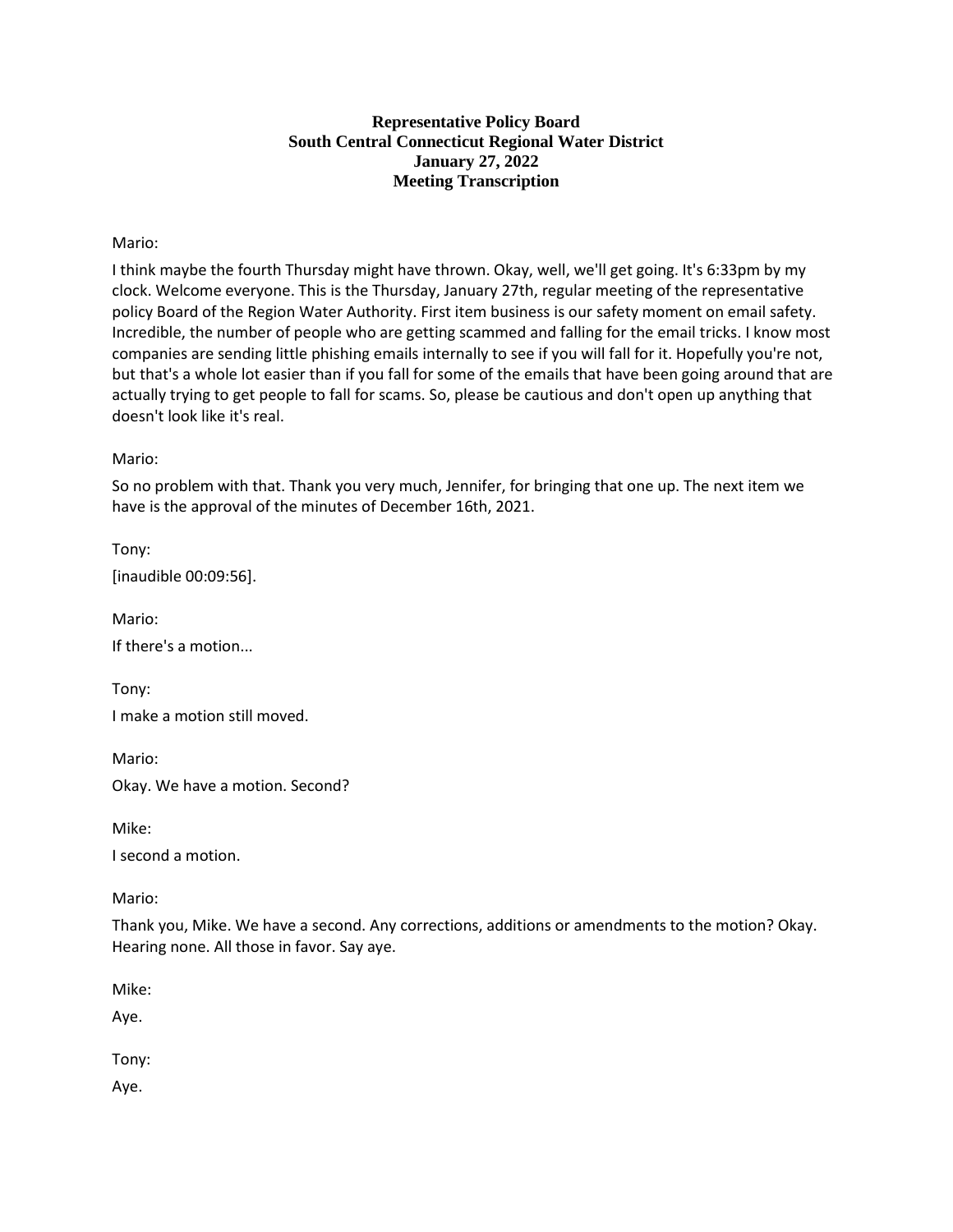**Representative Policy Board**
**South Central Connecticut Regional Water District**
**January 27, 2022**
**Meeting Transcription**

Mario:

I think maybe the fourth Thursday might have thrown. Okay, well, we'll get going. It's 6:33pm by my clock. Welcome everyone. This is the Thursday, January 27th, regular meeting of the representative policy Board of the Region Water Authority. First item business is our safety moment on email safety. Incredible, the number of people who are getting scammed and falling for the email tricks. I know most companies are sending little phishing emails internally to see if you will fall for it. Hopefully you're not, but that's a whole lot easier than if you fall for some of the emails that have been going around that are actually trying to get people to fall for scams. So, please be cautious and don't open up anything that doesn't look like it's real.

Mario:

So no problem with that. Thank you very much, Jennifer, for bringing that one up. The next item we have is the approval of the minutes of December 16th, 2021.

Tony:

[inaudible 00:09:56].

Mario:

If there's a motion...

Tony:

I make a motion still moved.

Mario:

Okay. We have a motion. Second?

Mike:

I second a motion.

Mario:

Thank you, Mike. We have a second. Any corrections, additions or amendments to the motion? Okay. Hearing none. All those in favor. Say aye.

Mike:

Aye.

Tony:

Aye.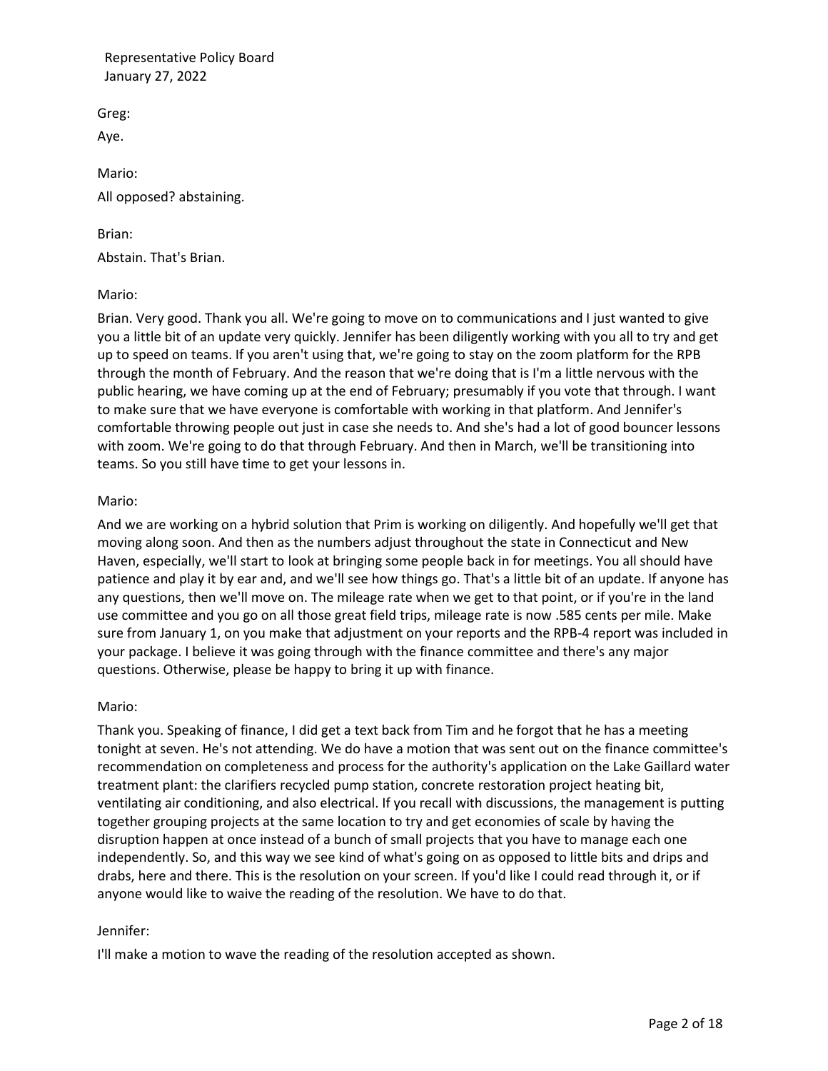Greg:

Aye.

Mario:

All opposed? abstaining.

Brian:

Abstain. That's Brian.

Mario:

Brian. Very good. Thank you all. We're going to move on to communications and I just wanted to give you a little bit of an update very quickly. Jennifer has been diligently working with you all to try and get up to speed on teams. If you aren't using that, we're going to stay on the zoom platform for the RPB through the month of February. And the reason that we're doing that is I'm a little nervous with the public hearing, we have coming up at the end of February; presumably if you vote that through. I want to make sure that we have everyone is comfortable with working in that platform. And Jennifer's comfortable throwing people out just in case she needs to. And she's had a lot of good bouncer lessons with zoom. We're going to do that through February. And then in March, we'll be transitioning into teams. So you still have time to get your lessons in.

Mario:

And we are working on a hybrid solution that Prim is working on diligently. And hopefully we'll get that moving along soon. And then as the numbers adjust throughout the state in Connecticut and New Haven, especially, we'll start to look at bringing some people back in for meetings. You all should have patience and play it by ear and, and we'll see how things go. That's a little bit of an update. If anyone has any questions, then we'll move on. The mileage rate when we get to that point, or if you're in the land use committee and you go on all those great field trips, mileage rate is now .585 cents per mile. Make sure from January 1, on you make that adjustment on your reports and the RPB-4 report was included in your package. I believe it was going through with the finance committee and there's any major questions. Otherwise, please be happy to bring it up with finance.

Mario:

Thank you. Speaking of finance, I did get a text back from Tim and he forgot that he has a meeting tonight at seven. He's not attending. We do have a motion that was sent out on the finance committee's recommendation on completeness and process for the authority's application on the Lake Gaillard water treatment plant: the clarifiers recycled pump station, concrete restoration project heating bit, ventilating air conditioning, and also electrical. If you recall with discussions, the management is putting together grouping projects at the same location to try and get economies of scale by having the disruption happen at once instead of a bunch of small projects that you have to manage each one independently. So, and this way we see kind of what's going on as opposed to little bits and drips and drabs, here and there. This is the resolution on your screen. If you'd like I could read through it, or if anyone would like to waive the reading of the resolution. We have to do that.

Jennifer:

I'll make a motion to wave the reading of the resolution accepted as shown.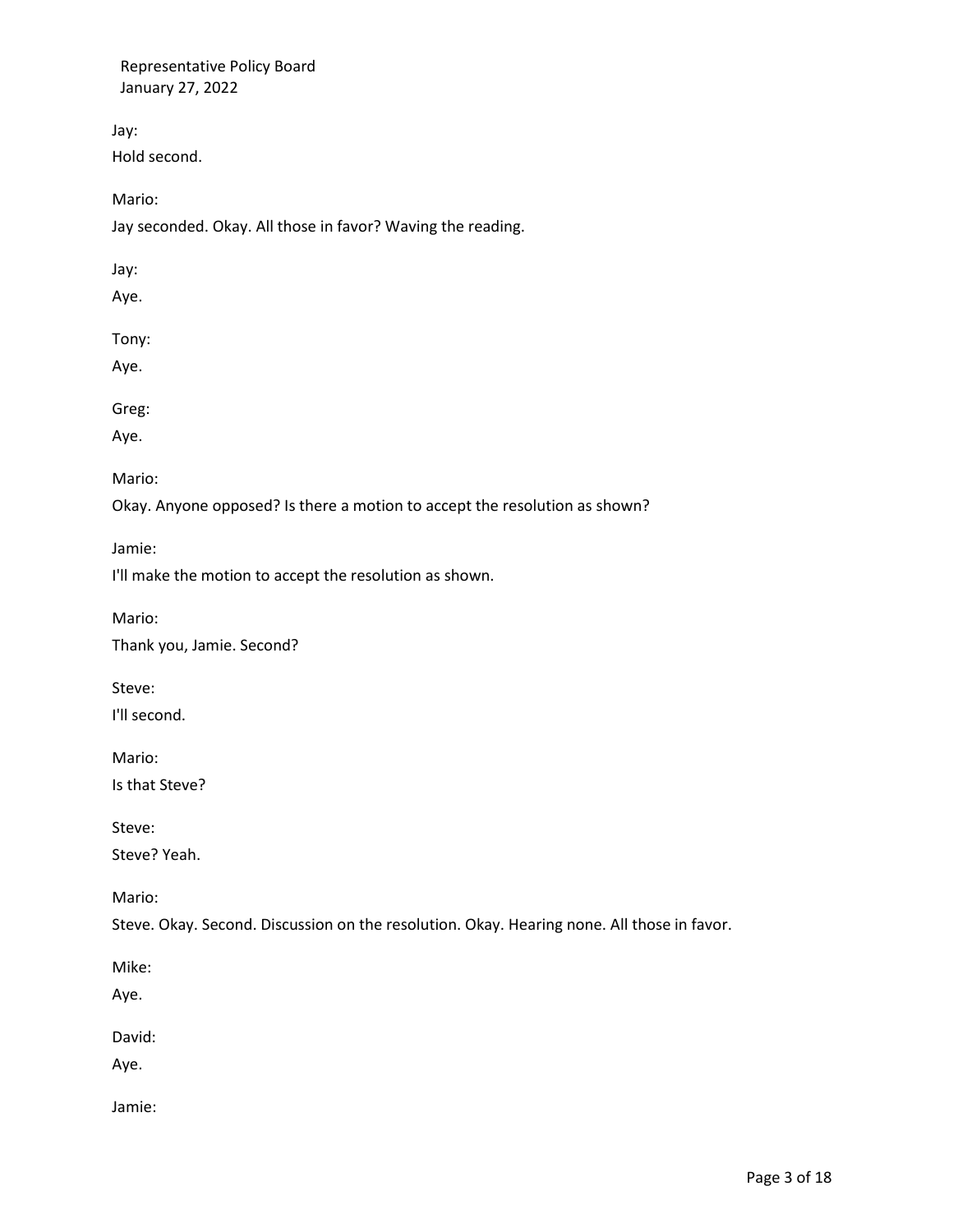Jay:

Hold second.

Mario:

Jay seconded. Okay. All those in favor? Waving the reading.

Jay:

Aye.

Tony:

Aye.

Greg:

Aye.

Mario:

Okay. Anyone opposed? Is there a motion to accept the resolution as shown?

Jamie:

I'll make the motion to accept the resolution as shown.

Mario:

Thank you, Jamie. Second?

Steve:

I'll second.

Mario:

Is that Steve?

Steve:

Steve? Yeah.

Mario:

Steve. Okay. Second. Discussion on the resolution. Okay. Hearing none. All those in favor.

Mike:

Aye.

David:

Aye.

Jamie: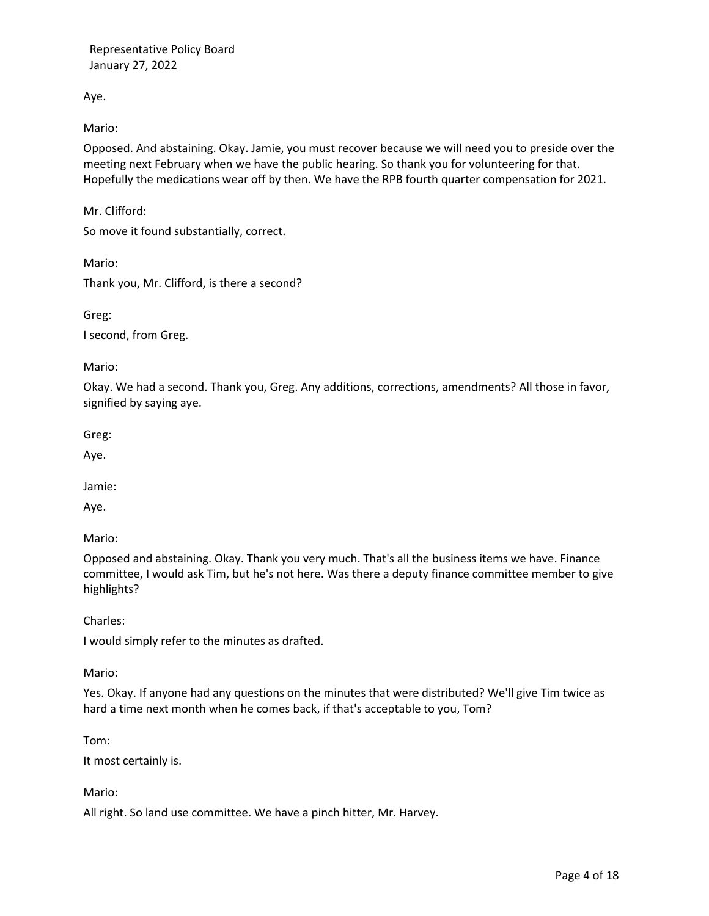Aye.

Mario:

Opposed. And abstaining. Okay. Jamie, you must recover because we will need you to preside over the meeting next February when we have the public hearing. So thank you for volunteering for that. Hopefully the medications wear off by then. We have the RPB fourth quarter compensation for 2021.

Mr. Clifford:

So move it found substantially, correct.

Mario:

Thank you, Mr. Clifford, is there a second?

Greg:

I second, from Greg.

Mario:

Okay. We had a second. Thank you, Greg. Any additions, corrections, amendments? All those in favor, signified by saying aye.

Greg:

Aye.

Jamie:

Aye.

Mario:

Opposed and abstaining. Okay. Thank you very much. That's all the business items we have. Finance committee, I would ask Tim, but he's not here. Was there a deputy finance committee member to give highlights?

Charles:

I would simply refer to the minutes as drafted.

Mario:

Yes. Okay. If anyone had any questions on the minutes that were distributed? We'll give Tim twice as hard a time next month when he comes back, if that's acceptable to you, Tom?

Tom:

It most certainly is.

Mario:

All right. So land use committee. We have a pinch hitter, Mr. Harvey.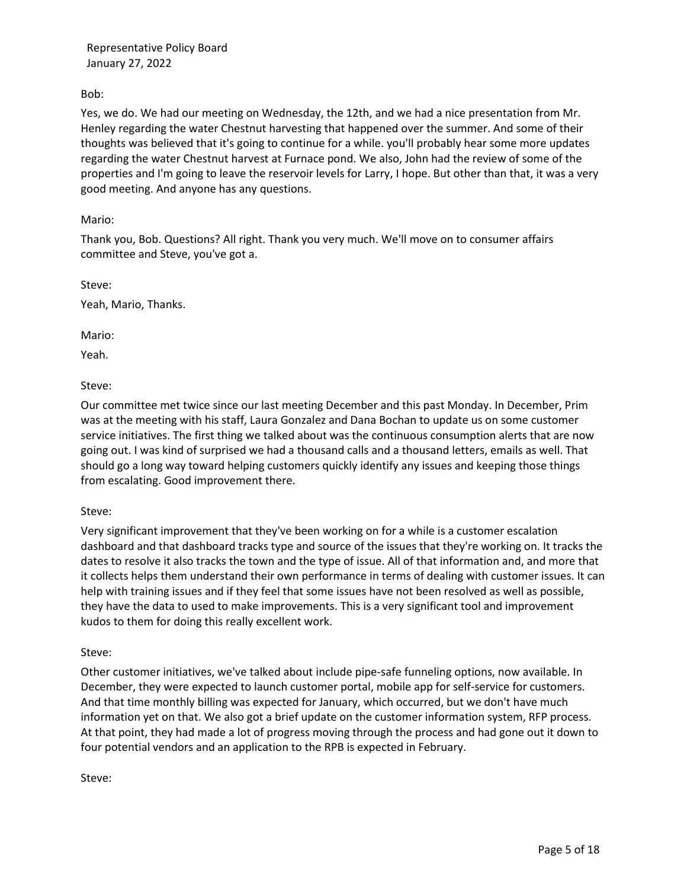Bob:

Yes, we do. We had our meeting on Wednesday, the 12th, and we had a nice presentation from Mr. Henley regarding the water Chestnut harvesting that happened over the summer. And some of their thoughts was believed that it's going to continue for a while. you'll probably hear some more updates regarding the water Chestnut harvest at Furnace pond. We also, John had the review of some of the properties and I'm going to leave the reservoir levels for Larry, I hope. But other than that, it was a very good meeting. And anyone has any questions.

Mario:

Thank you, Bob. Questions? All right. Thank you very much. We'll move on to consumer affairs committee and Steve, you've got a.

Steve:

Yeah, Mario, Thanks.

Mario:

Yeah.

Steve:

Our committee met twice since our last meeting December and this past Monday. In December, Prim was at the meeting with his staff, Laura Gonzalez and Dana Bochan to update us on some customer service initiatives. The first thing we talked about was the continuous consumption alerts that are now going out. I was kind of surprised we had a thousand calls and a thousand letters, emails as well. That should go a long way toward helping customers quickly identify any issues and keeping those things from escalating. Good improvement there.

Steve:

Very significant improvement that they've been working on for a while is a customer escalation dashboard and that dashboard tracks type and source of the issues that they're working on. It tracks the dates to resolve it also tracks the town and the type of issue. All of that information and, and more that it collects helps them understand their own performance in terms of dealing with customer issues. It can help with training issues and if they feel that some issues have not been resolved as well as possible, they have the data to used to make improvements. This is a very significant tool and improvement kudos to them for doing this really excellent work.

Steve:

Other customer initiatives, we've talked about include pipe-safe funneling options, now available. In December, they were expected to launch customer portal, mobile app for self-service for customers. And that time monthly billing was expected for January, which occurred, but we don't have much information yet on that. We also got a brief update on the customer information system, RFP process. At that point, they had made a lot of progress moving through the process and had gone out it down to four potential vendors and an application to the RPB is expected in February.

Steve: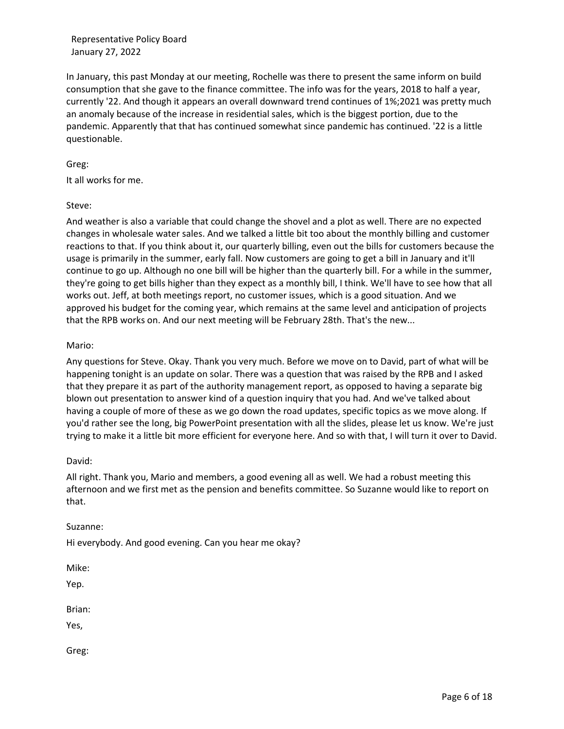In January, this past Monday at our meeting, Rochelle was there to present the same inform on build consumption that she gave to the finance committee. The info was for the years, 2018 to half a year, currently '22. And though it appears an overall downward trend continues of 1%;2021 was pretty much an anomaly because of the increase in residential sales, which is the biggest portion, due to the pandemic. Apparently that that has continued somewhat since pandemic has continued. '22 is a little questionable.

Greg:

It all works for me.

Steve:

And weather is also a variable that could change the shovel and a plot as well. There are no expected changes in wholesale water sales. And we talked a little bit too about the monthly billing and customer reactions to that. If you think about it, our quarterly billing, even out the bills for customers because the usage is primarily in the summer, early fall. Now customers are going to get a bill in January and it'll continue to go up. Although no one bill will be higher than the quarterly bill. For a while in the summer, they're going to get bills higher than they expect as a monthly bill, I think. We'll have to see how that all works out. Jeff, at both meetings report, no customer issues, which is a good situation. And we approved his budget for the coming year, which remains at the same level and anticipation of projects that the RPB works on. And our next meeting will be February 28th. That's the new...

Mario:

Any questions for Steve. Okay. Thank you very much. Before we move on to David, part of what will be happening tonight is an update on solar. There was a question that was raised by the RPB and I asked that they prepare it as part of the authority management report, as opposed to having a separate big blown out presentation to answer kind of a question inquiry that you had. And we've talked about having a couple of more of these as we go down the road updates, specific topics as we move along. If you'd rather see the long, big PowerPoint presentation with all the slides, please let us know. We're just trying to make it a little bit more efficient for everyone here. And so with that, I will turn it over to David.

David:

All right. Thank you, Mario and members, a good evening all as well. We had a robust meeting this afternoon and we first met as the pension and benefits committee. So Suzanne would like to report on that.

Suzanne:

Hi everybody. And good evening. Can you hear me okay?

Mike:

Yep.

Brian:

Yes,

Greg: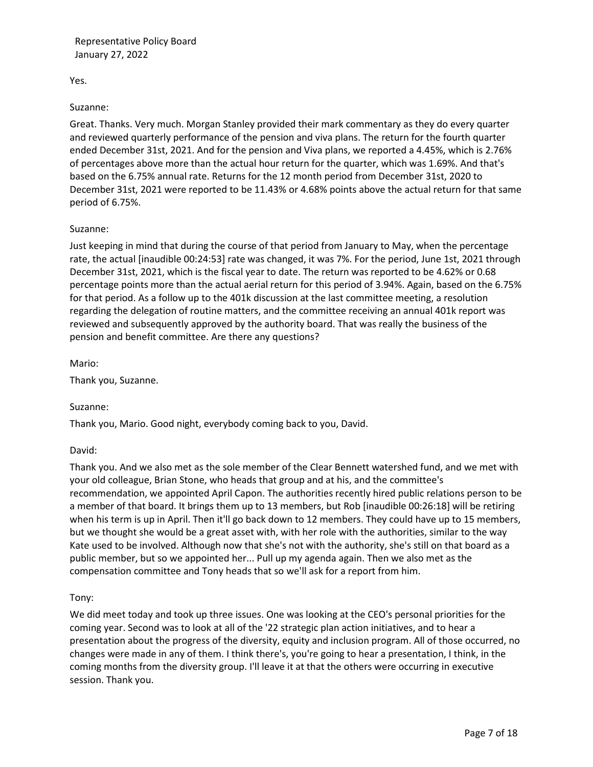Yes.

Suzanne:

Great. Thanks. Very much. Morgan Stanley provided their mark commentary as they do every quarter and reviewed quarterly performance of the pension and viva plans. The return for the fourth quarter ended December 31st, 2021. And for the pension and Viva plans, we reported a 4.45%, which is 2.76% of percentages above more than the actual hour return for the quarter, which was 1.69%. And that's based on the 6.75% annual rate. Returns for the 12 month period from December 31st, 2020 to December 31st, 2021 were reported to be 11.43% or 4.68% points above the actual return for that same period of 6.75%.

Suzanne:

Just keeping in mind that during the course of that period from January to May, when the percentage rate, the actual [inaudible 00:24:53] rate was changed, it was 7%. For the period, June 1st, 2021 through December 31st, 2021, which is the fiscal year to date. The return was reported to be 4.62% or 0.68 percentage points more than the actual aerial return for this period of 3.94%. Again, based on the 6.75% for that period. As a follow up to the 401k discussion at the last committee meeting, a resolution regarding the delegation of routine matters, and the committee receiving an annual 401k report was reviewed and subsequently approved by the authority board. That was really the business of the pension and benefit committee. Are there any questions?

Mario:

Thank you, Suzanne.

Suzanne:

Thank you, Mario. Good night, everybody coming back to you, David.

David:

Thank you. And we also met as the sole member of the Clear Bennett watershed fund, and we met with your old colleague, Brian Stone, who heads that group and at his, and the committee's recommendation, we appointed April Capon. The authorities recently hired public relations person to be a member of that board. It brings them up to 13 members, but Rob [inaudible 00:26:18] will be retiring when his term is up in April. Then it'll go back down to 12 members. They could have up to 15 members, but we thought she would be a great asset with, with her role with the authorities, similar to the way Kate used to be involved. Although now that she's not with the authority, she's still on that board as a public member, but so we appointed her... Pull up my agenda again. Then we also met as the compensation committee and Tony heads that so we'll ask for a report from him.

Tony:

We did meet today and took up three issues. One was looking at the CEO's personal priorities for the coming year. Second was to look at all of the '22 strategic plan action initiatives, and to hear a presentation about the progress of the diversity, equity and inclusion program. All of those occurred, no changes were made in any of them. I think there's, you're going to hear a presentation, I think, in the coming months from the diversity group. I'll leave it at that the others were occurring in executive session. Thank you.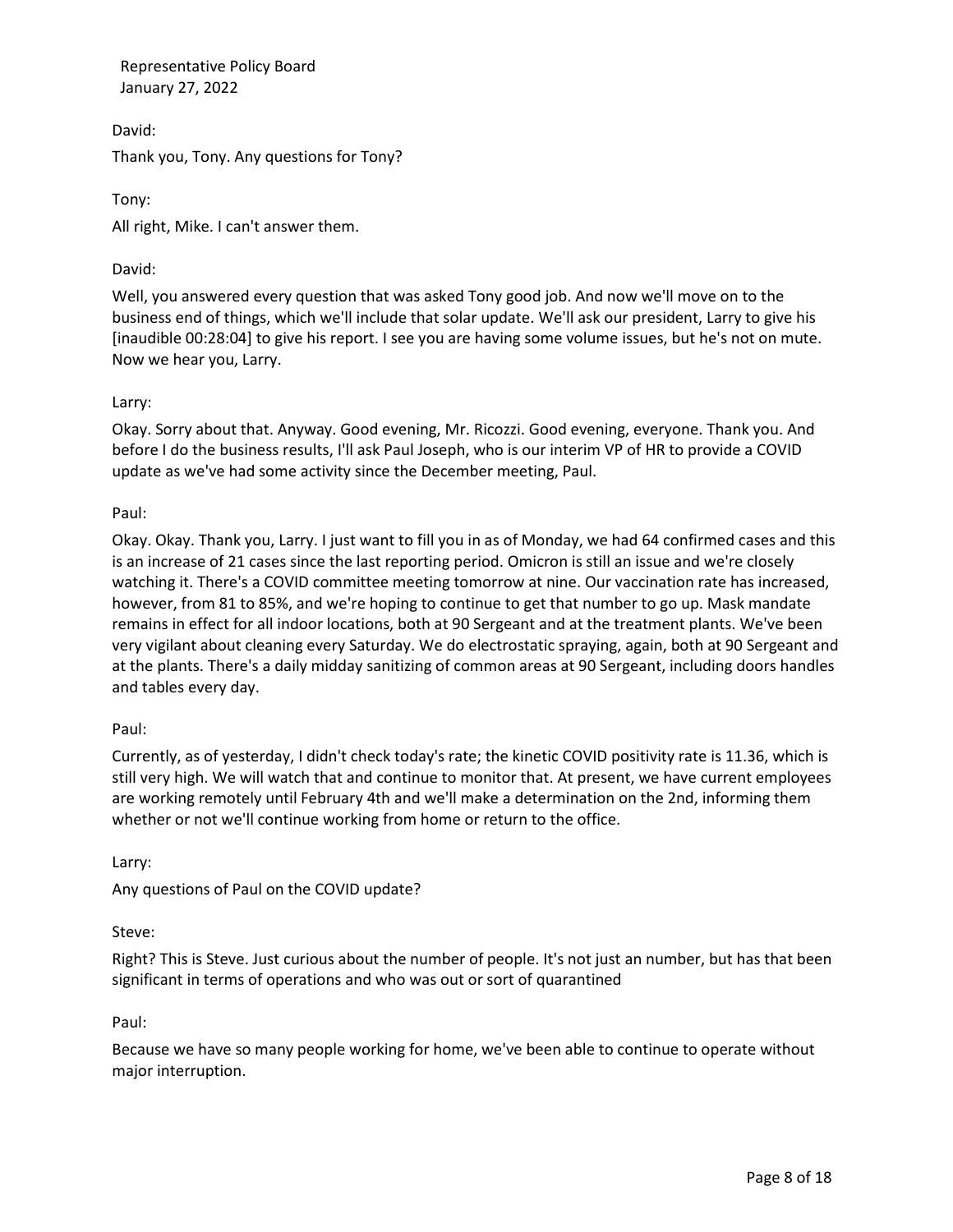David:

Thank you, Tony. Any questions for Tony?

Tony:

All right, Mike. I can't answer them.

David:

Well, you answered every question that was asked Tony good job. And now we'll move on to the business end of things, which we'll include that solar update. We'll ask our president, Larry to give his [inaudible 00:28:04] to give his report. I see you are having some volume issues, but he's not on mute. Now we hear you, Larry.

Larry:

Okay. Sorry about that. Anyway. Good evening, Mr. Ricozzi. Good evening, everyone. Thank you. And before I do the business results, I'll ask Paul Joseph, who is our interim VP of HR to provide a COVID update as we've had some activity since the December meeting, Paul.

Paul:

Okay. Okay. Thank you, Larry. I just want to fill you in as of Monday, we had 64 confirmed cases and this is an increase of 21 cases since the last reporting period. Omicron is still an issue and we're closely watching it. There's a COVID committee meeting tomorrow at nine. Our vaccination rate has increased, however, from 81 to 85%, and we're hoping to continue to get that number to go up. Mask mandate remains in effect for all indoor locations, both at 90 Sergeant and at the treatment plants. We've been very vigilant about cleaning every Saturday. We do electrostatic spraying, again, both at 90 Sergeant and at the plants. There's a daily midday sanitizing of common areas at 90 Sergeant, including doors handles and tables every day.

Paul:

Currently, as of yesterday, I didn't check today's rate; the kinetic COVID positivity rate is 11.36, which is still very high. We will watch that and continue to monitor that. At present, we have current employees are working remotely until February 4th and we'll make a determination on the 2nd, informing them whether or not we'll continue working from home or return to the office.

Larry:

Any questions of Paul on the COVID update?

Steve:

Right? This is Steve. Just curious about the number of people. It's not just an number, but has that been significant in terms of operations and who was out or sort of quarantined

Paul:

Because we have so many people working for home, we've been able to continue to operate without major interruption.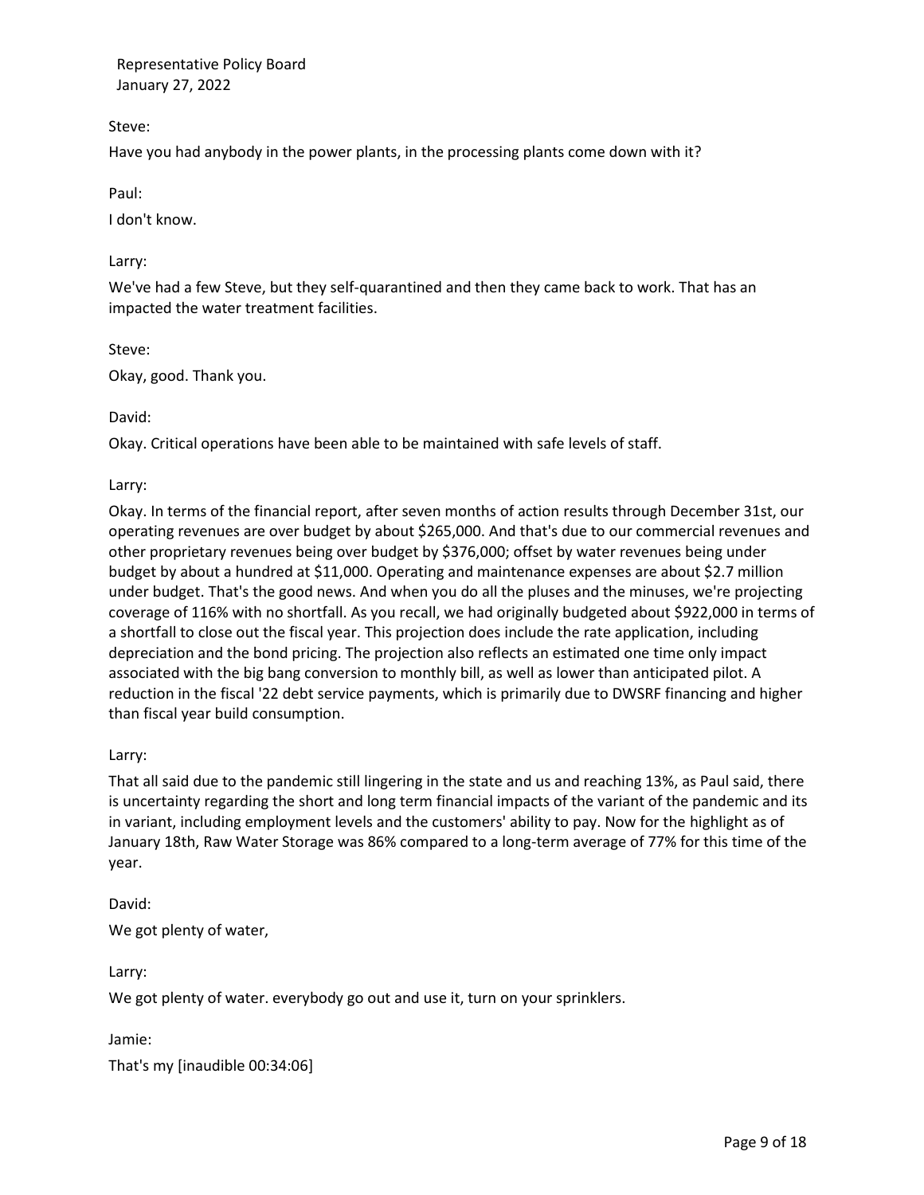Steve:

Have you had anybody in the power plants, in the processing plants come down with it?

Paul:

I don't know.

Larry:

We've had a few Steve, but they self-quarantined and then they came back to work. That has an impacted the water treatment facilities.

Steve:

Okay, good. Thank you.

David:

Okay. Critical operations have been able to be maintained with safe levels of staff.

Larry:

Okay. In terms of the financial report, after seven months of action results through December 31st, our operating revenues are over budget by about $265,000. And that's due to our commercial revenues and other proprietary revenues being over budget by $376,000; offset by water revenues being under budget by about a hundred at $11,000. Operating and maintenance expenses are about $2.7 million under budget. That's the good news. And when you do all the pluses and the minuses, we're projecting coverage of 116% with no shortfall. As you recall, we had originally budgeted about $922,000 in terms of a shortfall to close out the fiscal year. This projection does include the rate application, including depreciation and the bond pricing. The projection also reflects an estimated one time only impact associated with the big bang conversion to monthly bill, as well as lower than anticipated pilot. A reduction in the fiscal '22 debt service payments, which is primarily due to DWSRF financing and higher than fiscal year build consumption.

Larry:

That all said due to the pandemic still lingering in the state and us and reaching 13%, as Paul said, there is uncertainty regarding the short and long term financial impacts of the variant of the pandemic and its in variant, including employment levels and the customers' ability to pay. Now for the highlight as of January 18th, Raw Water Storage was 86% compared to a long-term average of 77% for this time of the year.

David:

We got plenty of water,

Larry:

We got plenty of water. everybody go out and use it, turn on your sprinklers.

Jamie:

That's my [inaudible 00:34:06]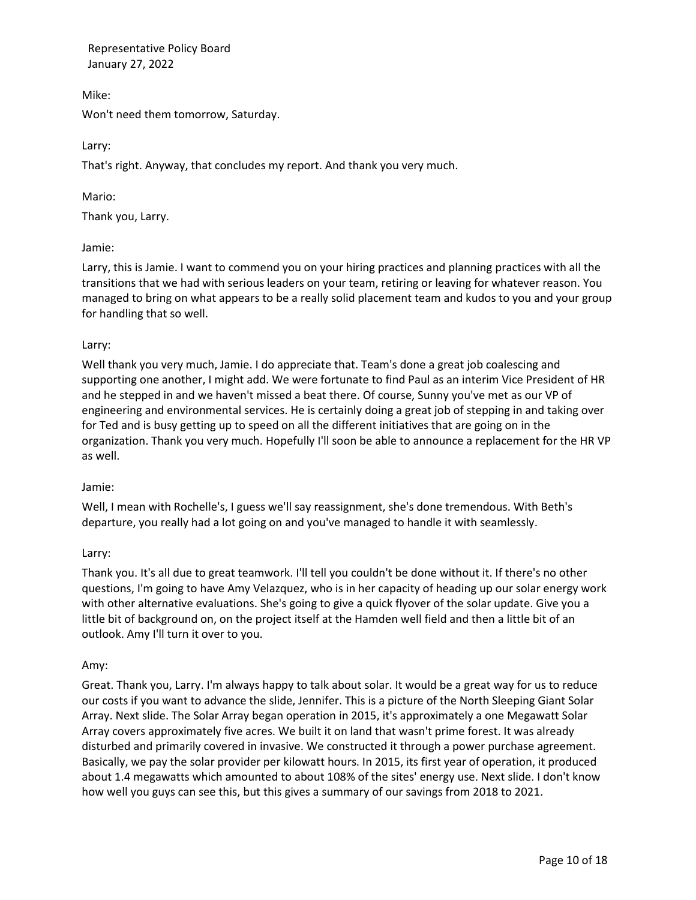Mike:

Won't need them tomorrow, Saturday.

Larry:

That's right. Anyway, that concludes my report. And thank you very much.

Mario:

Thank you, Larry.

Jamie:

Larry, this is Jamie. I want to commend you on your hiring practices and planning practices with all the transitions that we had with serious leaders on your team, retiring or leaving for whatever reason. You managed to bring on what appears to be a really solid placement team and kudos to you and your group for handling that so well.

Larry:

Well thank you very much, Jamie. I do appreciate that. Team's done a great job coalescing and supporting one another, I might add. We were fortunate to find Paul as an interim Vice President of HR and he stepped in and we haven't missed a beat there. Of course, Sunny you've met as our VP of engineering and environmental services. He is certainly doing a great job of stepping in and taking over for Ted and is busy getting up to speed on all the different initiatives that are going on in the organization. Thank you very much. Hopefully I'll soon be able to announce a replacement for the HR VP as well.

Jamie:

Well, I mean with Rochelle's, I guess we'll say reassignment, she's done tremendous. With Beth's departure, you really had a lot going on and you've managed to handle it with seamlessly.

Larry:

Thank you. It's all due to great teamwork. I'll tell you couldn't be done without it. If there's no other questions, I'm going to have Amy Velazquez, who is in her capacity of heading up our solar energy work with other alternative evaluations. She's going to give a quick flyover of the solar update. Give you a little bit of background on, on the project itself at the Hamden well field and then a little bit of an outlook. Amy I'll turn it over to you.

Amy:

Great. Thank you, Larry. I'm always happy to talk about solar. It would be a great way for us to reduce our costs if you want to advance the slide, Jennifer. This is a picture of the North Sleeping Giant Solar Array. Next slide. The Solar Array began operation in 2015, it's approximately a one Megawatt Solar Array covers approximately five acres. We built it on land that wasn't prime forest. It was already disturbed and primarily covered in invasive. We constructed it through a power purchase agreement. Basically, we pay the solar provider per kilowatt hours. In 2015, its first year of operation, it produced about 1.4 megawatts which amounted to about 108% of the sites' energy use. Next slide. I don't know how well you guys can see this, but this gives a summary of our savings from 2018 to 2021.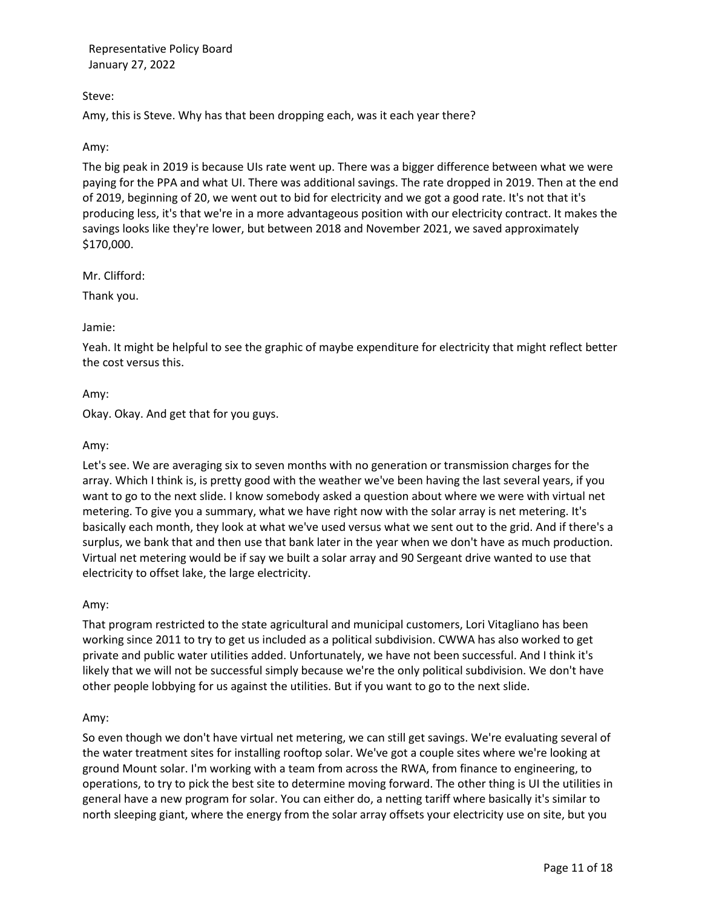Steve:

Amy, this is Steve. Why has that been dropping each, was it each year there?

Amy:

The big peak in 2019 is because UIs rate went up. There was a bigger difference between what we were paying for the PPA and what UI. There was additional savings. The rate dropped in 2019. Then at the end of 2019, beginning of 20, we went out to bid for electricity and we got a good rate. It's not that it's producing less, it's that we're in a more advantageous position with our electricity contract. It makes the savings looks like they're lower, but between 2018 and November 2021, we saved approximately $170,000.

Mr. Clifford:

Thank you.

Jamie:

Yeah. It might be helpful to see the graphic of maybe expenditure for electricity that might reflect better the cost versus this.

Amy:

Okay. Okay. And get that for you guys.

Amy:

Let's see. We are averaging six to seven months with no generation or transmission charges for the array. Which I think is, is pretty good with the weather we've been having the last several years, if you want to go to the next slide. I know somebody asked a question about where we were with virtual net metering. To give you a summary, what we have right now with the solar array is net metering. It's basically each month, they look at what we've used versus what we sent out to the grid. And if there's a surplus, we bank that and then use that bank later in the year when we don't have as much production. Virtual net metering would be if say we built a solar array and 90 Sergeant drive wanted to use that electricity to offset lake, the large electricity.

Amy:

That program restricted to the state agricultural and municipal customers, Lori Vitagliano has been working since 2011 to try to get us included as a political subdivision. CWWA has also worked to get private and public water utilities added. Unfortunately, we have not been successful. And I think it's likely that we will not be successful simply because we're the only political subdivision. We don't have other people lobbying for us against the utilities. But if you want to go to the next slide.

Amy:

So even though we don't have virtual net metering, we can still get savings. We're evaluating several of the water treatment sites for installing rooftop solar. We've got a couple sites where we're looking at ground Mount solar. I'm working with a team from across the RWA, from finance to engineering, to operations, to try to pick the best site to determine moving forward. The other thing is UI the utilities in general have a new program for solar. You can either do, a netting tariff where basically it's similar to north sleeping giant, where the energy from the solar array offsets your electricity use on site, but you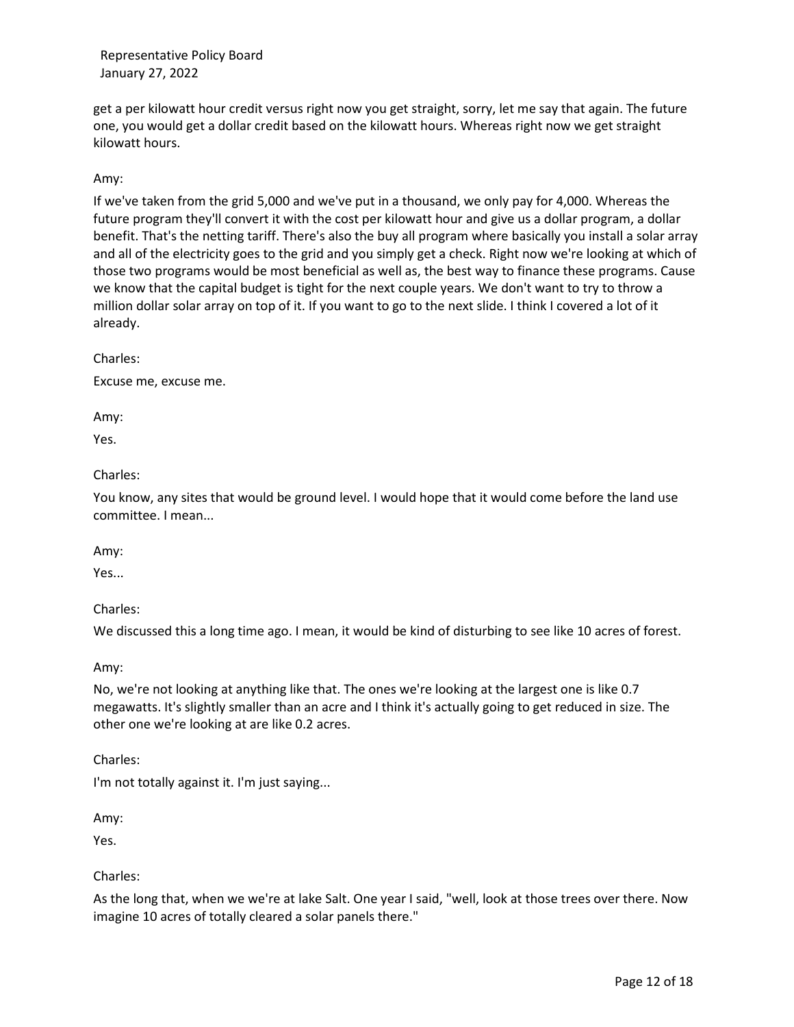get a per kilowatt hour credit versus right now you get straight, sorry, let me say that again. The future one, you would get a dollar credit based on the kilowatt hours. Whereas right now we get straight kilowatt hours.

Amy:

If we've taken from the grid 5,000 and we've put in a thousand, we only pay for 4,000. Whereas the future program they'll convert it with the cost per kilowatt hour and give us a dollar program, a dollar benefit. That's the netting tariff. There's also the buy all program where basically you install a solar array and all of the electricity goes to the grid and you simply get a check. Right now we're looking at which of those two programs would be most beneficial as well as, the best way to finance these programs. Cause we know that the capital budget is tight for the next couple years. We don't want to try to throw a million dollar solar array on top of it. If you want to go to the next slide. I think I covered a lot of it already.

Charles:

Excuse me, excuse me.

Amy:

Yes.

Charles:

You know, any sites that would be ground level. I would hope that it would come before the land use committee. I mean...

Amy:

Yes...

Charles:

We discussed this a long time ago. I mean, it would be kind of disturbing to see like 10 acres of forest.

Amy:

No, we're not looking at anything like that. The ones we're looking at the largest one is like 0.7 megawatts. It's slightly smaller than an acre and I think it's actually going to get reduced in size. The other one we're looking at are like 0.2 acres.

Charles:

I'm not totally against it. I'm just saying...

Amy:

Yes.

Charles:

As the long that, when we we're at lake Salt. One year I said, "well, look at those trees over there. Now imagine 10 acres of totally cleared a solar panels there."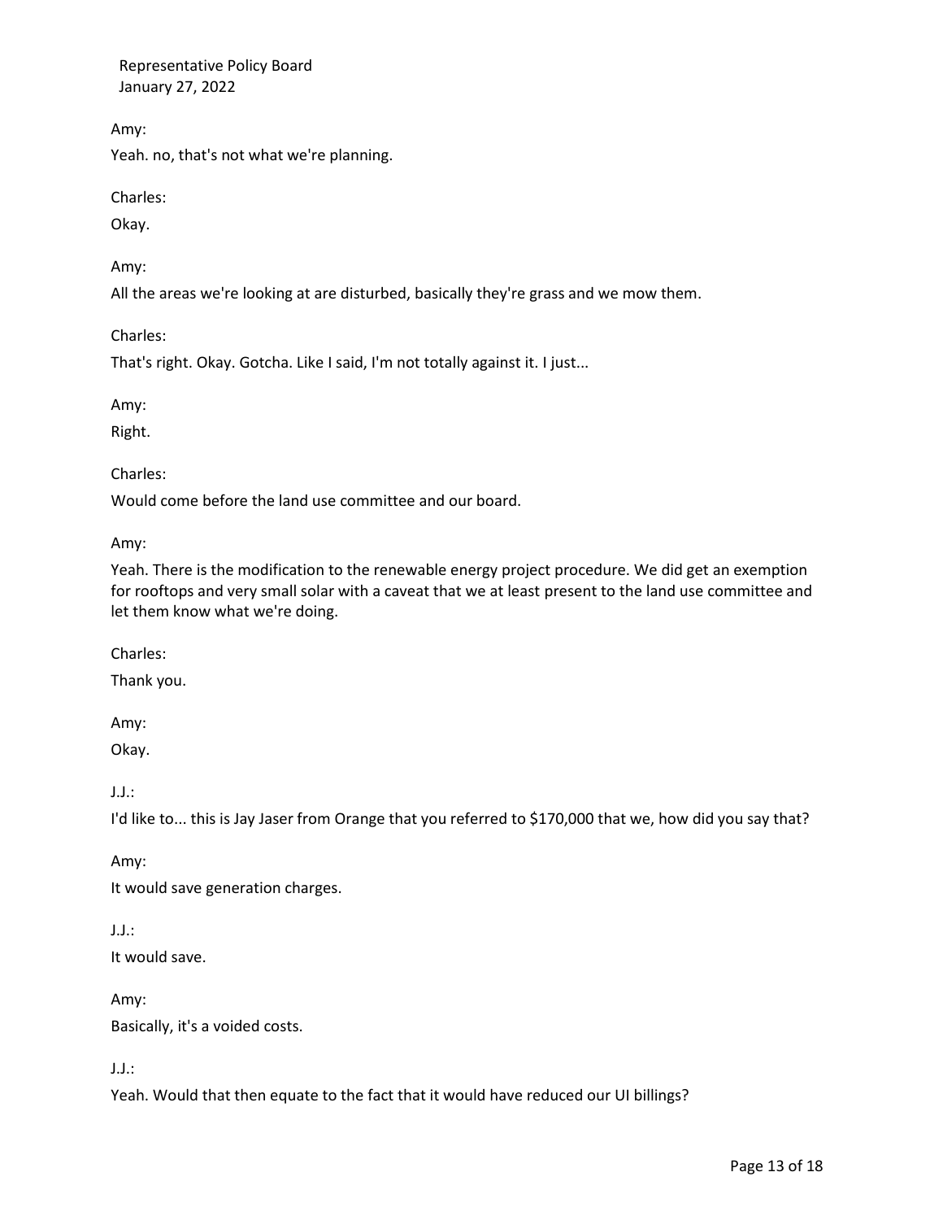Amy:

Yeah. no, that's not what we're planning.

Charles:

Okay.

Amy:

All the areas we're looking at are disturbed, basically they're grass and we mow them.

Charles:

That's right. Okay. Gotcha. Like I said, I'm not totally against it. I just...

Amy:

Right.

Charles:

Would come before the land use committee and our board.

Amy:

Yeah. There is the modification to the renewable energy project procedure. We did get an exemption for rooftops and very small solar with a caveat that we at least present to the land use committee and let them know what we're doing.

Charles:

Thank you.

Amy:

Okay.

J.J.:

I'd like to... this is Jay Jaser from Orange that you referred to $170,000 that we, how did you say that?

Amy:

It would save generation charges.

J.J.:

It would save.

Amy:

Basically, it's a voided costs.

J.J.:

Yeah. Would that then equate to the fact that it would have reduced our UI billings?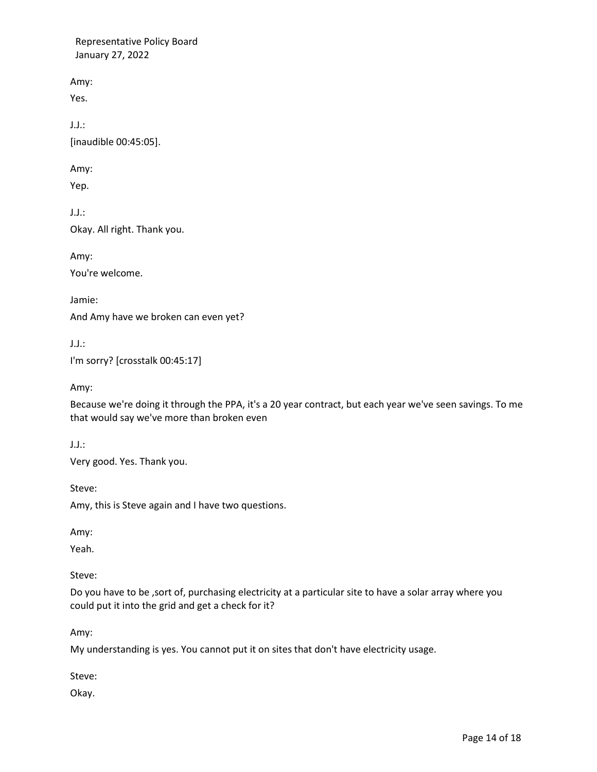Amy:

Yes.

J.J.:

[inaudible 00:45:05].

Amy:

Yep.

J.J.:

Okay. All right. Thank you.

Amy:

You're welcome.

Jamie:

And Amy have we broken can even yet?

J.J.:

I'm sorry? [crosstalk 00:45:17]

Amy:

Because we're doing it through the PPA, it's a 20 year contract, but each year we've seen savings. To me that would say we've more than broken even

J.J.:

Very good. Yes. Thank you.

Steve:

Amy, this is Steve again and I have two questions.

Amy:

Yeah.

Steve:

Do you have to be ,sort of, purchasing electricity at a particular site to have a solar array where you could put it into the grid and get a check for it?

Amy:

My understanding is yes. You cannot put it on sites that don't have electricity usage.

Steve:

Okay.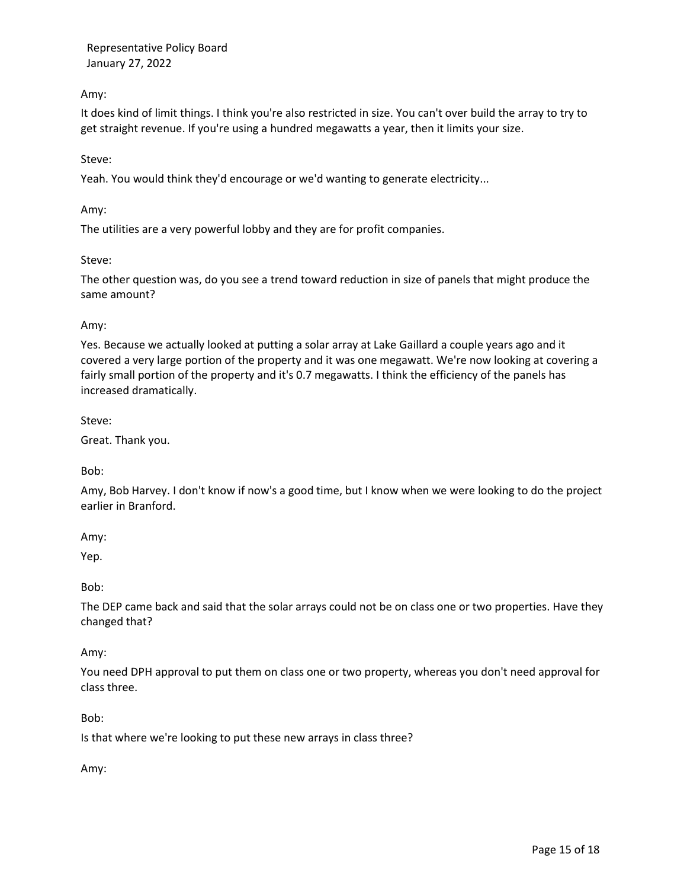Amy:

It does kind of limit things. I think you're also restricted in size. You can't over build the array to try to get straight revenue. If you're using a hundred megawatts a year, then it limits your size.

Steve:

Yeah. You would think they'd encourage or we'd wanting to generate electricity...

Amy:

The utilities are a very powerful lobby and they are for profit companies.

Steve:

The other question was, do you see a trend toward reduction in size of panels that might produce the same amount?

Amy:

Yes. Because we actually looked at putting a solar array at Lake Gaillard a couple years ago and it covered a very large portion of the property and it was one megawatt. We're now looking at covering a fairly small portion of the property and it's 0.7 megawatts. I think the efficiency of the panels has increased dramatically.

Steve:

Great. Thank you.

Bob:

Amy, Bob Harvey. I don't know if now's a good time, but I know when we were looking to do the project earlier in Branford.

Amy:

Yep.

Bob:

The DEP came back and said that the solar arrays could not be on class one or two properties. Have they changed that?

Amy:

You need DPH approval to put them on class one or two property, whereas you don't need approval for class three.

Bob:

Is that where we're looking to put these new arrays in class three?

Amy: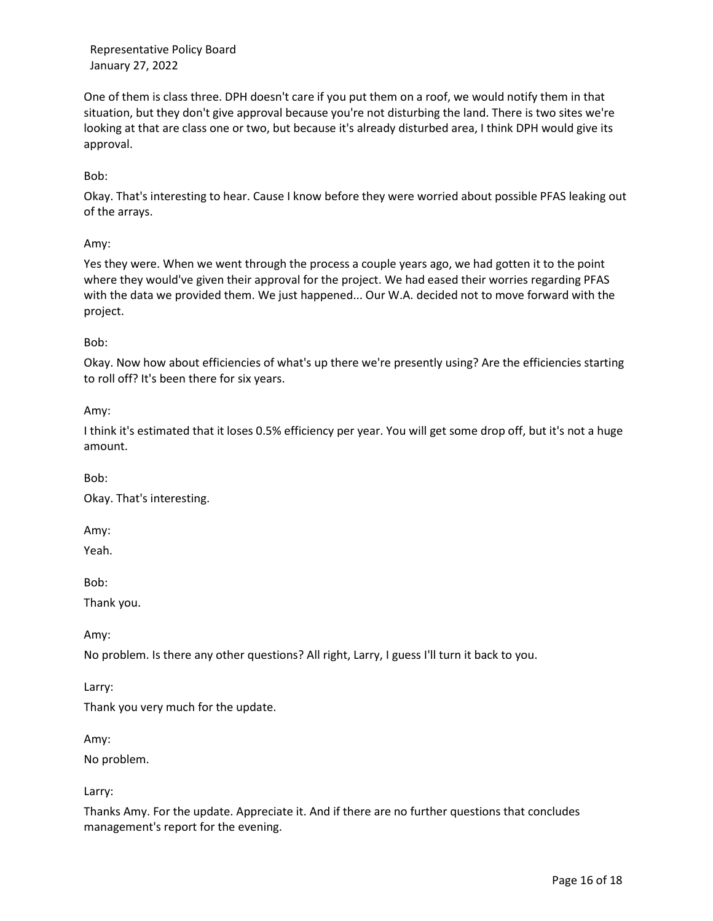One of them is class three. DPH doesn't care if you put them on a roof, we would notify them in that situation, but they don't give approval because you're not disturbing the land. There is two sites we're looking at that are class one or two, but because it's already disturbed area, I think DPH would give its approval.

Bob:

Okay. That's interesting to hear. Cause I know before they were worried about possible PFAS leaking out of the arrays.

Amy:

Yes they were. When we went through the process a couple years ago, we had gotten it to the point where they would've given their approval for the project. We had eased their worries regarding PFAS with the data we provided them. We just happened... Our W.A. decided not to move forward with the project.

Bob:

Okay. Now how about efficiencies of what's up there we're presently using? Are the efficiencies starting to roll off? It's been there for six years.

Amy:

I think it's estimated that it loses 0.5% efficiency per year. You will get some drop off, but it's not a huge amount.

Bob:

Okay. That's interesting.

Amy:

Yeah.

Bob:

Thank you.

Amy:

No problem. Is there any other questions? All right, Larry, I guess I'll turn it back to you.

Larry:

Thank you very much for the update.

Amy:

No problem.

Larry:

Thanks Amy. For the update. Appreciate it. And if there are no further questions that concludes management's report for the evening.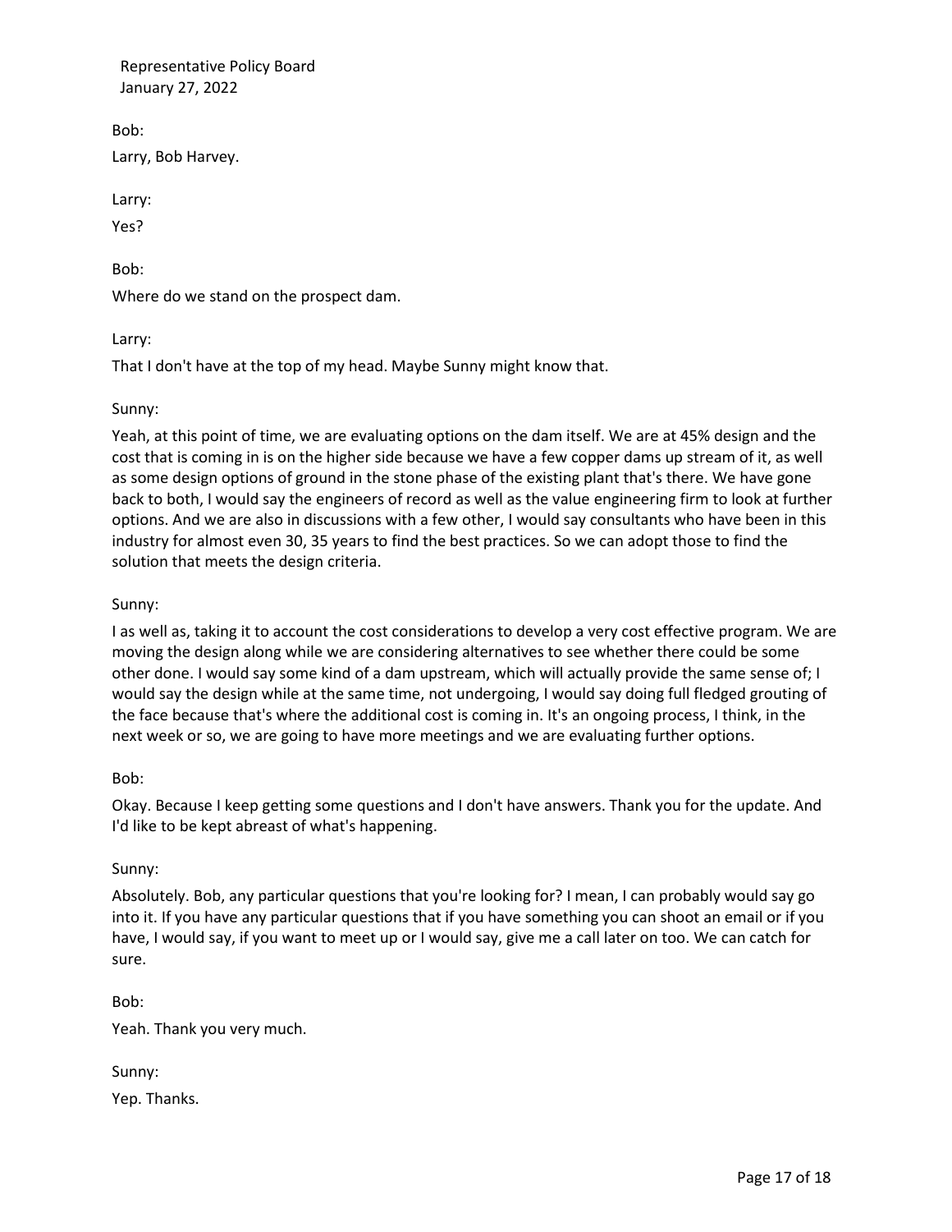Bob:

Larry, Bob Harvey.

Larry:

Yes?

Bob:

Where do we stand on the prospect dam.

Larry:

That I don't have at the top of my head. Maybe Sunny might know that.

Sunny:

Yeah, at this point of time, we are evaluating options on the dam itself. We are at 45% design and the cost that is coming in is on the higher side because we have a few copper dams up stream of it, as well as some design options of ground in the stone phase of the existing plant that's there. We have gone back to both, I would say the engineers of record as well as the value engineering firm to look at further options. And we are also in discussions with a few other, I would say consultants who have been in this industry for almost even 30, 35 years to find the best practices. So we can adopt those to find the solution that meets the design criteria.

Sunny:

I as well as, taking it to account the cost considerations to develop a very cost effective program. We are moving the design along while we are considering alternatives to see whether there could be some other done. I would say some kind of a dam upstream, which will actually provide the same sense of; I would say the design while at the same time, not undergoing, I would say doing full fledged grouting of the face because that's where the additional cost is coming in. It's an ongoing process, I think, in the next week or so, we are going to have more meetings and we are evaluating further options.

Bob:

Okay. Because I keep getting some questions and I don't have answers. Thank you for the update. And I'd like to be kept abreast of what's happening.

Sunny:

Absolutely. Bob, any particular questions that you're looking for? I mean, I can probably would say go into it. If you have any particular questions that if you have something you can shoot an email or if you have, I would say, if you want to meet up or I would say, give me a call later on too. We can catch for sure.

Bob:

Yeah. Thank you very much.

Sunny:

Yep. Thanks.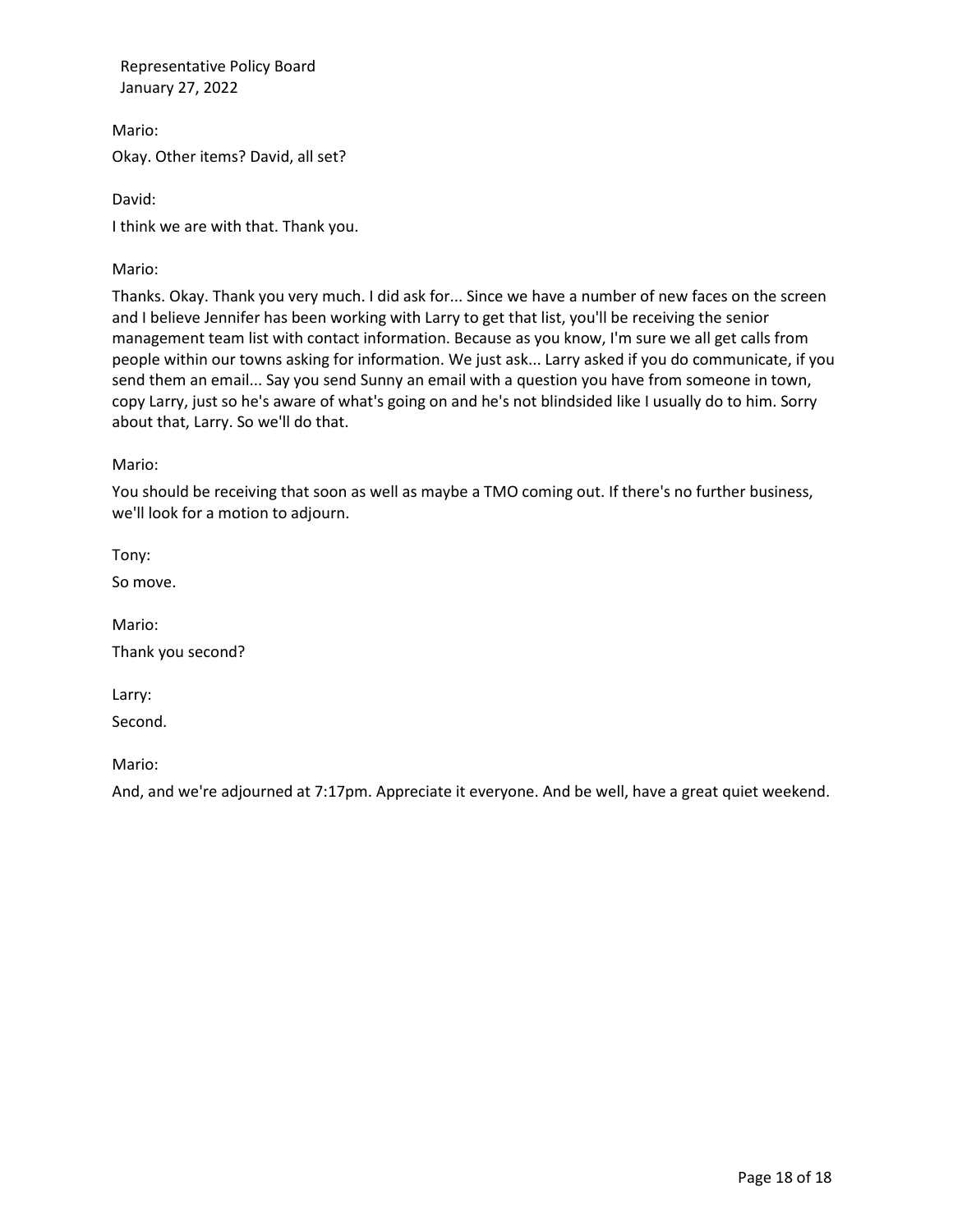Mario:

Okay. Other items? David, all set?

David:

I think we are with that. Thank you.

Mario:

Thanks. Okay. Thank you very much. I did ask for... Since we have a number of new faces on the screen and I believe Jennifer has been working with Larry to get that list, you'll be receiving the senior management team list with contact information. Because as you know, I'm sure we all get calls from people within our towns asking for information. We just ask... Larry asked if you do communicate, if you send them an email... Say you send Sunny an email with a question you have from someone in town, copy Larry, just so he's aware of what's going on and he's not blindsided like I usually do to him. Sorry about that, Larry. So we'll do that.

Mario:

You should be receiving that soon as well as maybe a TMO coming out. If there's no further business, we'll look for a motion to adjourn.

Tony:

So move.

Mario:

Thank you second?

Larry:

Second.

Mario:

And, and we're adjourned at 7:17pm. Appreciate it everyone. And be well, have a great quiet weekend.